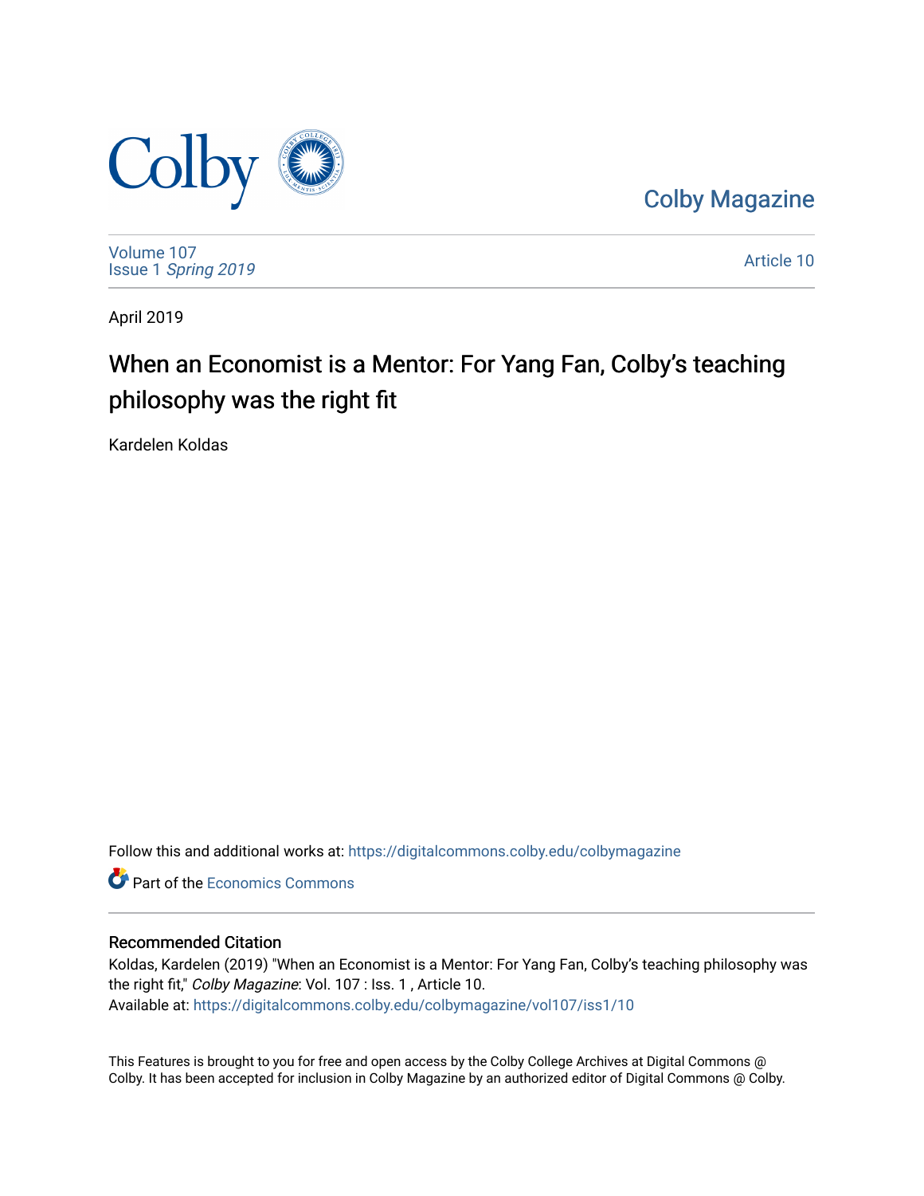Colby Magazine

Volume 107
Issue 1 *Spring 2019*

Article 10

April 2019

# When an Economist is a Mentor: For Yang Fan, Colby's teaching philosophy was the right fit

Kardelen Koldas

Follow this and additional works at: https://digitalcommons.colby.edu/colbymagazine

Part of the Economics Commons

## Recommended Citation

Koldas, Kardelen (2019) "When an Economist is a Mentor: For Yang Fan, Colby's teaching philosophy was the right fit," *Colby Magazine*: Vol. 107 : Iss. 1 , Article 10.
Available at: https://digitalcommons.colby.edu/colbymagazine/vol107/iss1/10

This Features is brought to you for free and open access by the Colby College Archives at Digital Commons @ Colby. It has been accepted for inclusion in Colby Magazine by an authorized editor of Digital Commons @ Colby.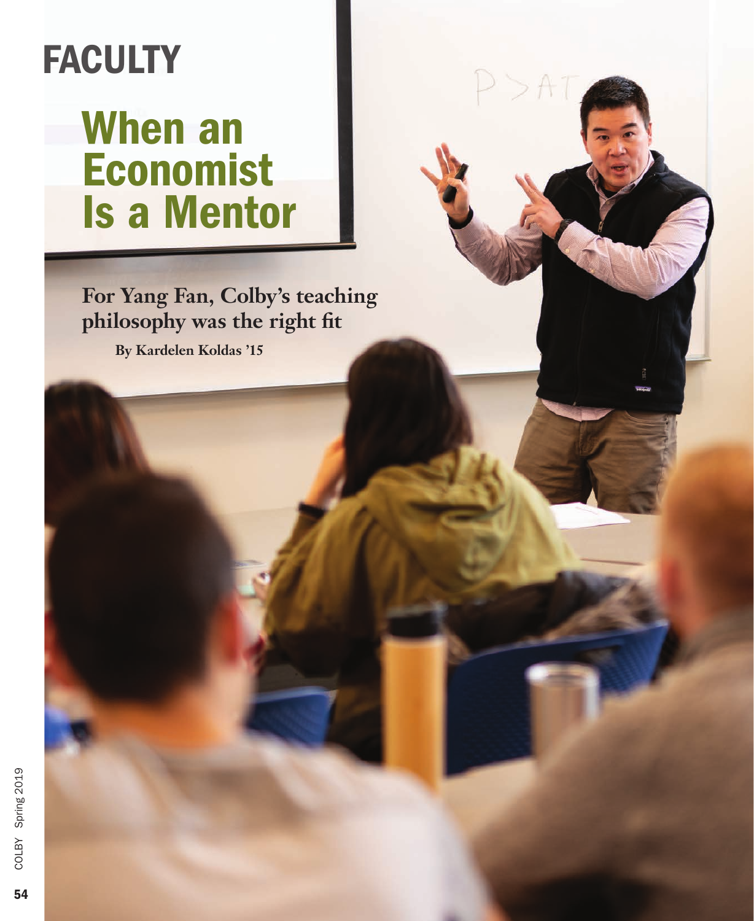FACULTY

# When an Economist Is a Mentor

**For Yang Fan, Colby's teaching philosophy was the right fit**

**By Kardelen Koldas '15**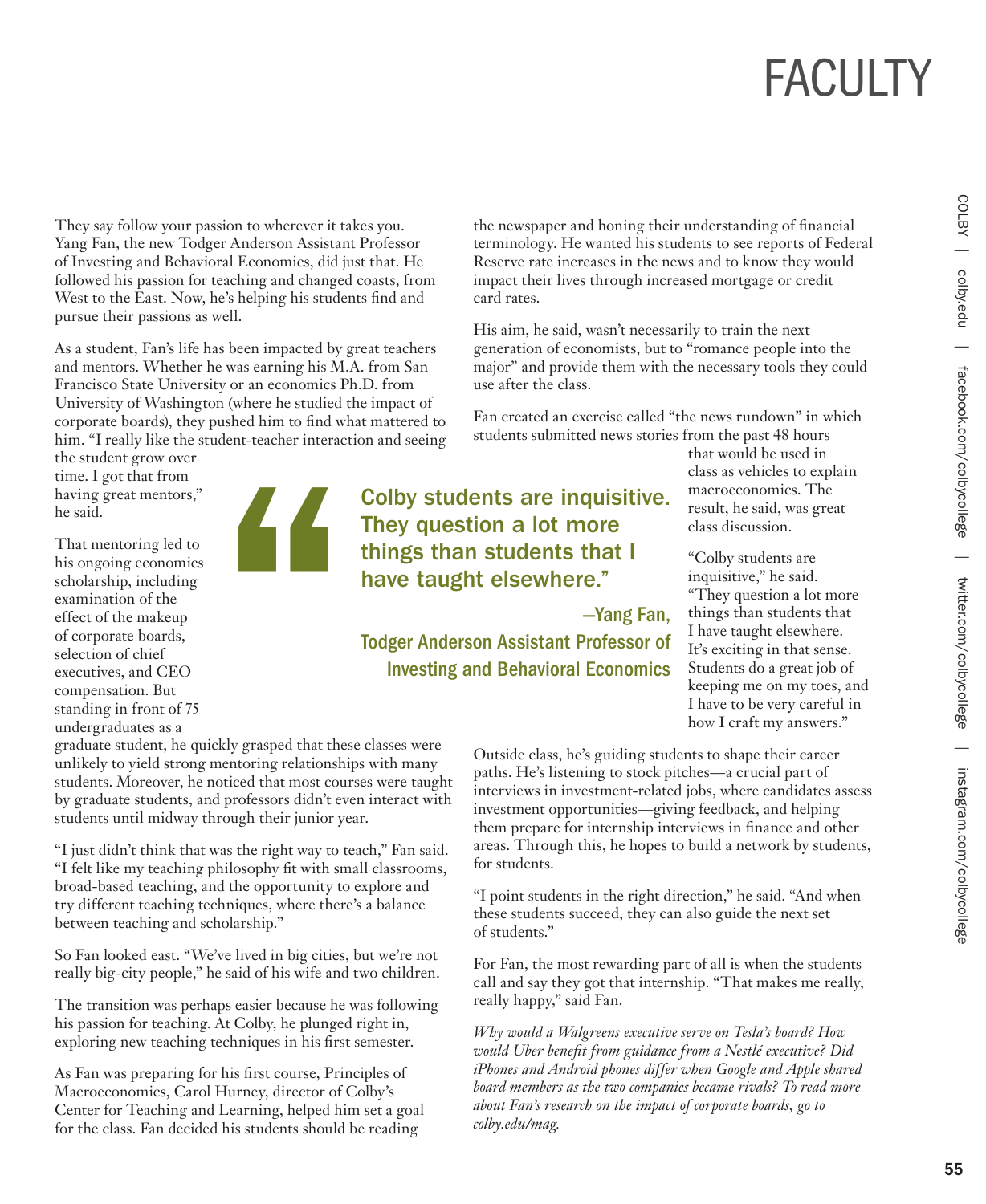# FACULTY

They say follow your passion to wherever it takes you. Yang Fan, the new Todger Anderson Assistant Professor of Investing and Behavioral Economics, did just that. He followed his passion for teaching and changed coasts, from West to the East. Now, he's helping his students find and pursue their passions as well.

As a student, Fan's life has been impacted by great teachers and mentors. Whether he was earning his M.A. from San Francisco State University or an economics Ph.D. from University of Washington (where he studied the impact of corporate boards), they pushed him to find what mattered to him. "I really like the student-teacher interaction and seeing the student grow over time. I got that from having great mentors," he said.

That mentoring led to his ongoing economics scholarship, including examination of the effect of the makeup of corporate boards, selection of chief executives, and CEO compensation. But standing in front of 75 undergraduates as a graduate student, he quickly grasped that these classes were unlikely to yield strong mentoring relationships with many students. Moreover, he noticed that most courses were taught by graduate students, and professors didn't even interact with students until midway through their junior year.

"I just didn't think that was the right way to teach," Fan said. "I felt like my teaching philosophy fit with small classrooms, broad-based teaching, and the opportunity to explore and try different teaching techniques, where there's a balance between teaching and scholarship."

So Fan looked east. "We've lived in big cities, but we're not really big-city people," he said of his wife and two children.

The transition was perhaps easier because he was following his passion for teaching. At Colby, he plunged right in, exploring new teaching techniques in his first semester.

As Fan was preparing for his first course, Principles of Macroeconomics, Carol Hurney, director of Colby's Center for Teaching and Learning, helped him set a goal for the class. Fan decided his students should be reading the newspaper and honing their understanding of financial terminology. He wanted his students to see reports of Federal Reserve rate increases in the news and to know they would impact their lives through increased mortgage or credit card rates.

His aim, he said, wasn't necessarily to train the next generation of economists, but to "romance people into the major" and provide them with the necessary tools they could use after the class.

Fan created an exercise called "the news rundown" in which students submitted news stories from the past 48 hours that would be used in class as vehicles to explain macroeconomics. The result, he said, was great class discussion.

> **"Colby students are inquisitive. They question a lot more things than students that I have taught elsewhere."**
>
> **—Yang Fan, Todger Anderson Assistant Professor of Investing and Behavioral Economics**

"Colby students are inquisitive," he said. "They question a lot more things than students that I have taught elsewhere. It's exciting in that sense. Students do a great job of keeping me on my toes, and I have to be very careful in how I craft my answers."

Outside class, he's guiding students to shape their career paths. He's listening to stock pitches—a crucial part of interviews in investment-related jobs, where candidates assess investment opportunities—giving feedback, and helping them prepare for internship interviews in finance and other areas. Through this, he hopes to build a network by students, for students.

"I point students in the right direction," he said. "And when these students succeed, they can also guide the next set of students."

For Fan, the most rewarding part of all is when the students call and say they got that internship. "That makes me really, really happy," said Fan.

*Why would a Walgreens executive serve on Tesla's board? How would Uber benefit from guidance from a Nestlé executive? Did iPhones and Android phones differ when Google and Apple shared board members as the two companies became rivals? To read more about Fan's research on the impact of corporate boards, go to colby.edu/mag.*